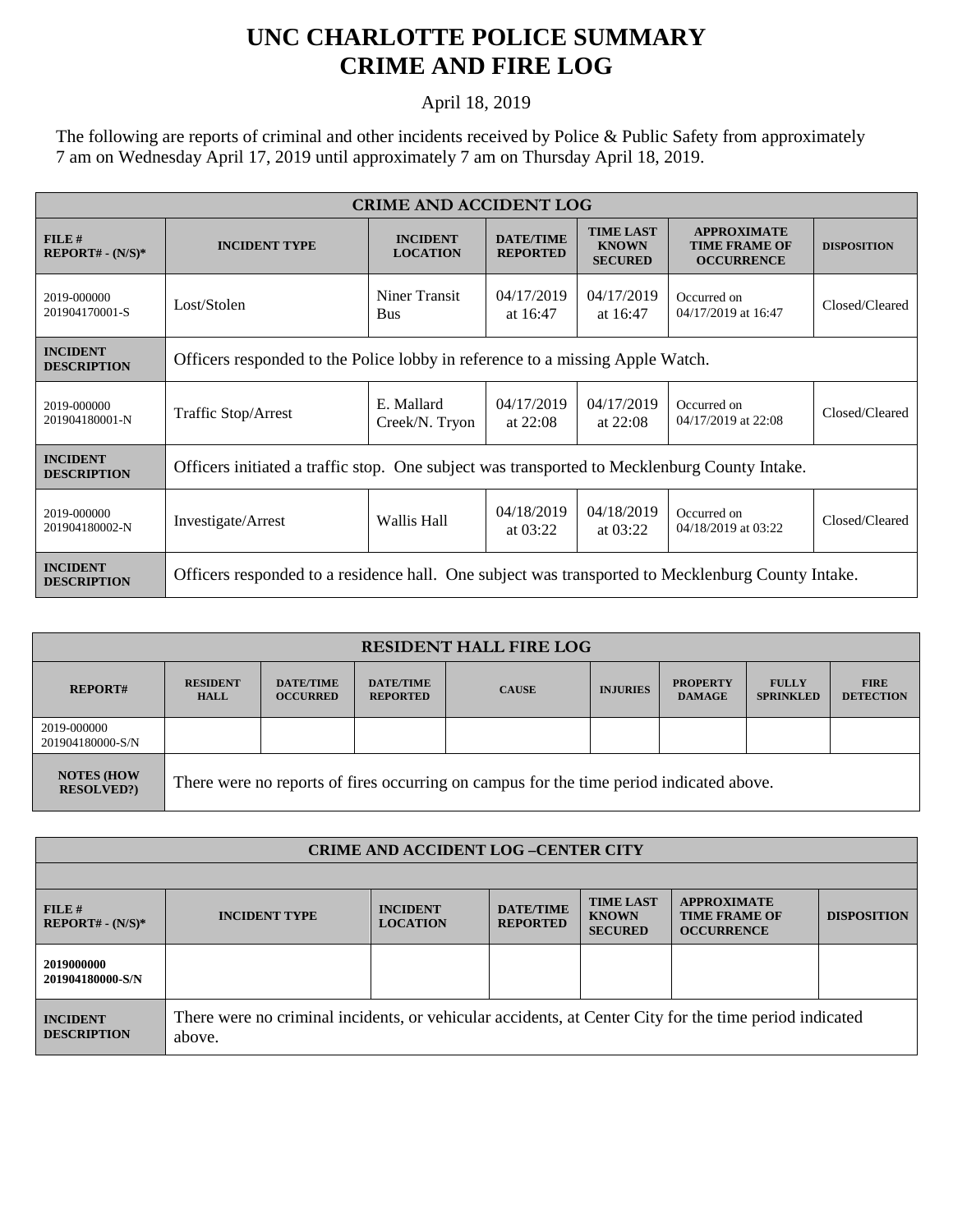# UNC CHARLOTTE POLICE SUMMARY
# CRIME AND FIRE LOG

April 18, 2019

The following are reports of criminal and other incidents received by Police & Public Safety from approximately 7 am on Wednesday April 17, 2019 until approximately 7 am on Thursday April 18, 2019.

| CRIME AND ACCIDENT LOG | | | | | | |
|---|---|---|---|---|---|---|
| **FILE # REPORT# - (N/S)*** | **INCIDENT TYPE** | **INCIDENT LOCATION** | **DATE/TIME REPORTED** | **TIME LAST KNOWN SECURED** | **APPROXIMATE TIME FRAME OF OCCURRENCE** | **DISPOSITION** |
| 2019-000000 201904170001-S | Lost/Stolen | Niner Transit Bus | 04/17/2019 at 16:47 | 04/17/2019 at 16:47 | Occurred on 04/17/2019 at 16:47 | Closed/Cleared |
| **INCIDENT DESCRIPTION** | Officers responded to the Police lobby in reference to a missing Apple Watch. | | | | | |
| 2019-000000 201904180001-N | Traffic Stop/Arrest | E. Mallard Creek/N. Tryon | 04/17/2019 at 22:08 | 04/17/2019 at 22:08 | Occurred on 04/17/2019 at 22:08 | Closed/Cleared |
| **INCIDENT DESCRIPTION** | Officers initiated a traffic stop. One subject was transported to Mecklenburg County Intake. | | | | | |
| 2019-000000 201904180002-N | Investigate/Arrest | Wallis Hall | 04/18/2019 at 03:22 | 04/18/2019 at 03:22 | Occurred on 04/18/2019 at 03:22 | Closed/Cleared |
| **INCIDENT DESCRIPTION** | Officers responded to a residence hall. One subject was transported to Mecklenburg County Intake. | | | | | |

| RESIDENT HALL FIRE LOG | | | | | | | | |
|---|---|---|---|---|---|---|---|---|
| **REPORT#** | **RESIDENT HALL** | **DATE/TIME OCCURRED** | **DATE/TIME REPORTED** | **CAUSE** | **INJURIES** | **PROPERTY DAMAGE** | **FULLY SPRINKLED** | **FIRE DETECTION** |
| 2019-000000 201904180000-S/N | | | | | | | | |
| **NOTES (HOW RESOLVED?)** | There were no reports of fires occurring on campus for the time period indicated above. | | | | | | | |

| CRIME AND ACCIDENT LOG –CENTER CITY | | | | | | |
|---|---|---|---|---|---|---|
| **FILE # REPORT# - (N/S)*** | **INCIDENT TYPE** | **INCIDENT LOCATION** | **DATE/TIME REPORTED** | **TIME LAST KNOWN SECURED** | **APPROXIMATE TIME FRAME OF OCCURRENCE** | **DISPOSITION** |
| **2019000000 201904180000-S/N** | | | | | | |
| **INCIDENT DESCRIPTION** | There were no criminal incidents, or vehicular accidents, at Center City for the time period indicated above. | | | | | |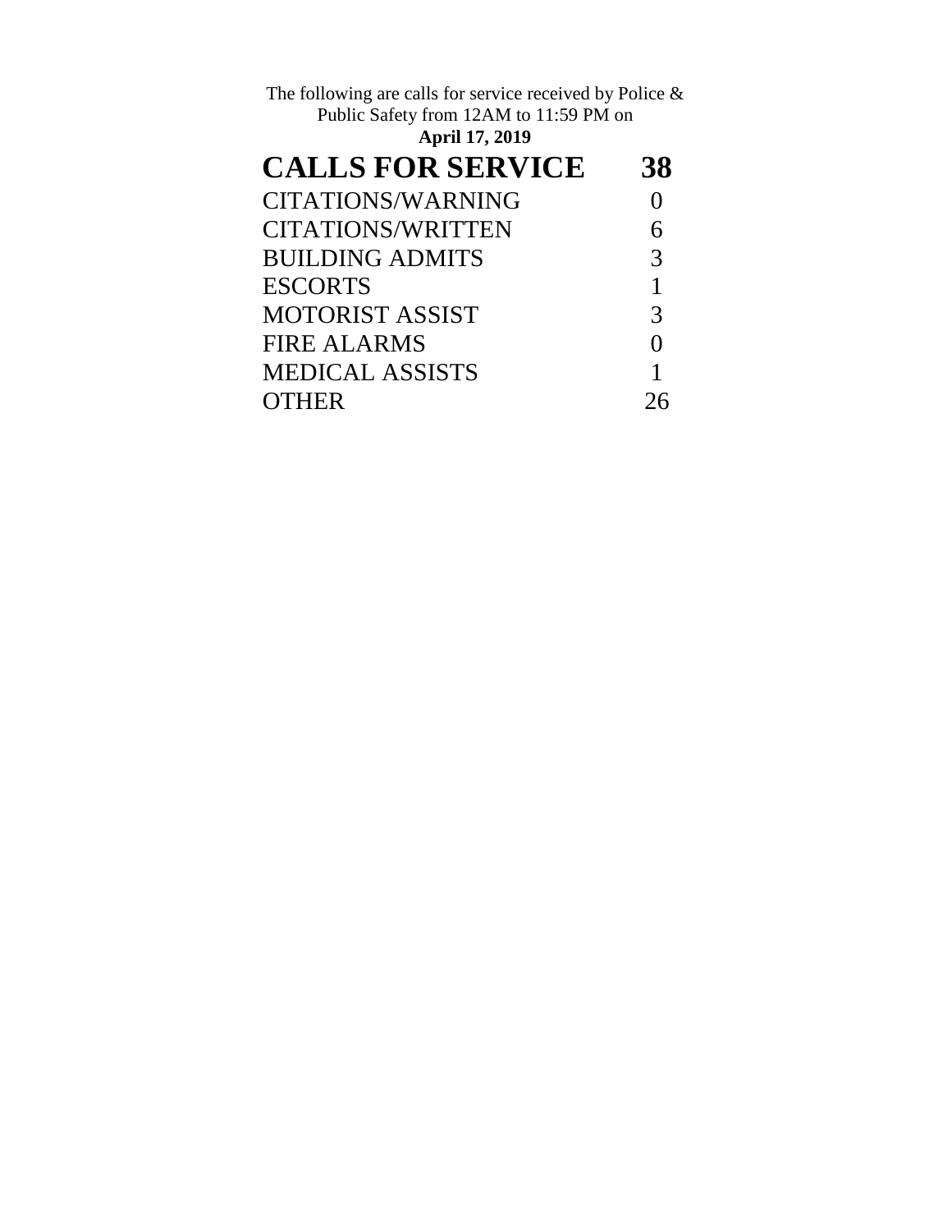The following are calls for service received by Police & Public Safety from 12AM to 11:59 PM on

**April 17, 2019**

| | |
|---|---|
| **CALLS FOR SERVICE** | **38** |
| CITATIONS/WARNING | 0 |
| CITATIONS/WRITTEN | 6 |
| BUILDING ADMITS | 3 |
| ESCORTS | 1 |
| MOTORIST ASSIST | 3 |
| FIRE ALARMS | 0 |
| MEDICAL ASSISTS | 1 |
| OTHER | 26 |